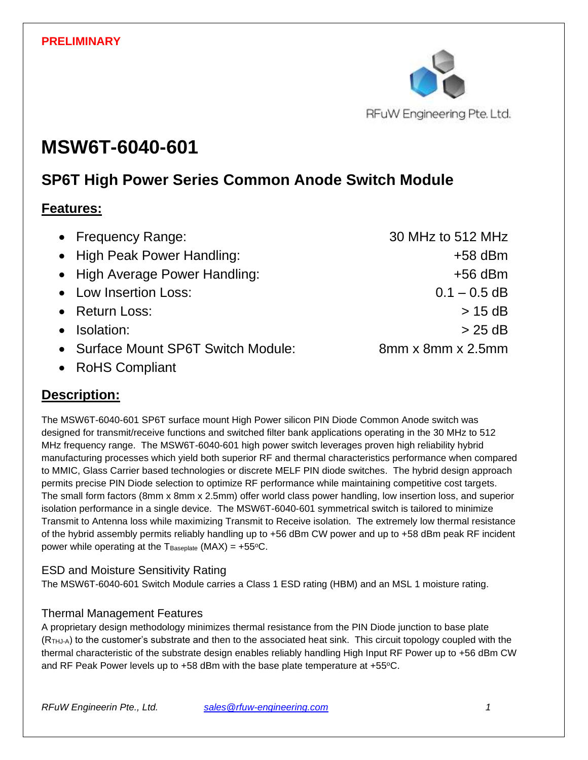**PRELIMINARY**

RFuW Engineering Pte. Ltd.

# MSW6T-6040-601

## SP6T High Power Series Common Anode Switch Module

## Features:

- Frequency Range: 30 MHz to 512 MHz
- High Peak Power Handling: +58 dBm
- High Average Power Handling: +56 dBm
- Low Insertion Loss: 0.1 – 0.5 dB
- Return Loss: > 15 dB
- Isolation: > 25 dB
- Surface Mount SP6T Switch Module: 8mm x 8mm x 2.5mm
- RoHS Compliant

## Description:

The MSW6T-6040-601 SP6T surface mount High Power silicon PIN Diode Common Anode switch was designed for transmit/receive functions and switched filter bank applications operating in the 30 MHz to 512 MHz frequency range. The MSW6T-6040-601 high power switch leverages proven high reliability hybrid manufacturing processes which yield both superior RF and thermal characteristics performance when compared to MMIC, Glass Carrier based technologies or discrete MELF PIN diode switches. The hybrid design approach permits precise PIN Diode selection to optimize RF performance while maintaining competitive cost targets. The small form factors (8mm x 8mm x 2.5mm) offer world class power handling, low insertion loss, and superior isolation performance in a single device. The MSW6T-6040-601 symmetrical switch is tailored to minimize Transmit to Antenna loss while maximizing Transmit to Receive isolation. The extremely low thermal resistance of the hybrid assembly permits reliably handling up to +56 dBm CW power and up to +58 dBm peak RF incident power while operating at the $T_{Baseplate}$ (MAX) = +55°C.

### ESD and Moisture Sensitivity Rating

The MSW6T-6040-601 Switch Module carries a Class 1 ESD rating (HBM) and an MSL 1 moisture rating.

### Thermal Management Features

A proprietary design methodology minimizes thermal resistance from the PIN Diode junction to base plate ($R_{THJ-A}$) to the customer's substrate and then to the associated heat sink. This circuit topology coupled with the thermal characteristic of the substrate design enables reliably handling High Input RF Power up to +56 dBm CW and RF Peak Power levels up to +58 dBm with the base plate temperature at +55°C.

*RFuW Engineerin Pte., Ltd.* sales@rfuw-engineering.com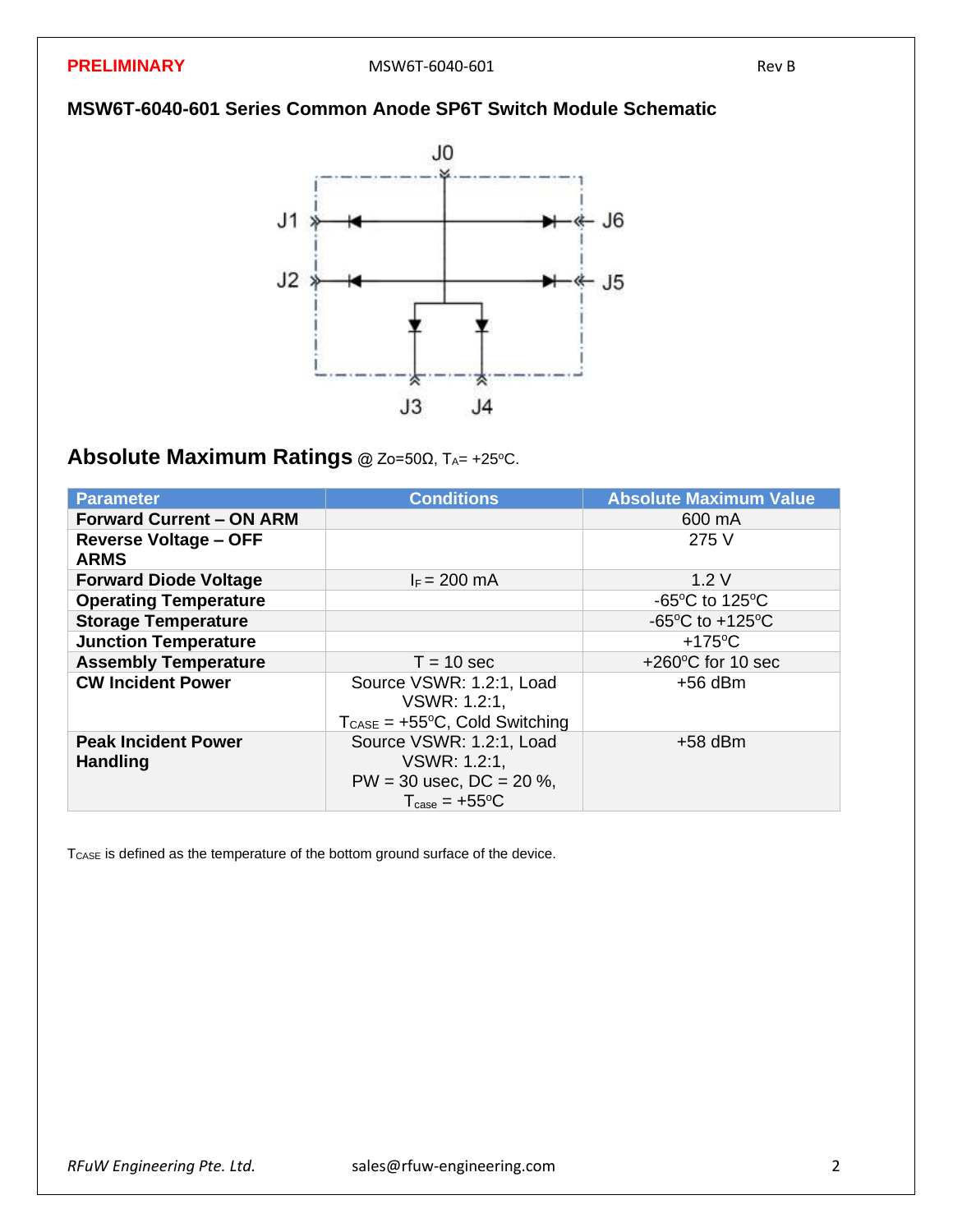**MSW6T-6040-601 Series Common Anode SP6T Switch Module Schematic**

J0

J1 J6

J2 J5

J3 J4

## Absolute Maximum Ratings @ Zo=50Ω, $T_A$= +25ºC.

| Parameter | Conditions | Absolute Maximum Value |
|---|---|---|
| **Forward Current – ON ARM** | | 600 mA |
| **Reverse Voltage – OFF ARMS** | | 275 V |
| **Forward Diode Voltage** | $I_F$ = 200 mA | 1.2 V |
| **Operating Temperature** | | -65ºC to 125ºC |
| **Storage Temperature** | | -65ºC to +125ºC |
| **Junction Temperature** | | +175ºC |
| **Assembly Temperature** | T = 10 sec | +260ºC for 10 sec |
| **CW Incident Power** | Source VSWR: 1.2:1, Load VSWR: 1.2:1, $T_{CASE}$ = +55ºC, Cold Switching | +56 dBm |
| **Peak Incident Power Handling** | Source VSWR: 1.2:1, Load VSWR: 1.2:1, PW = 30 usec, DC = 20 %, $T_{case}$ = +55ºC | +58 dBm |

$T_{CASE}$ is defined as the temperature of the bottom ground surface of the device.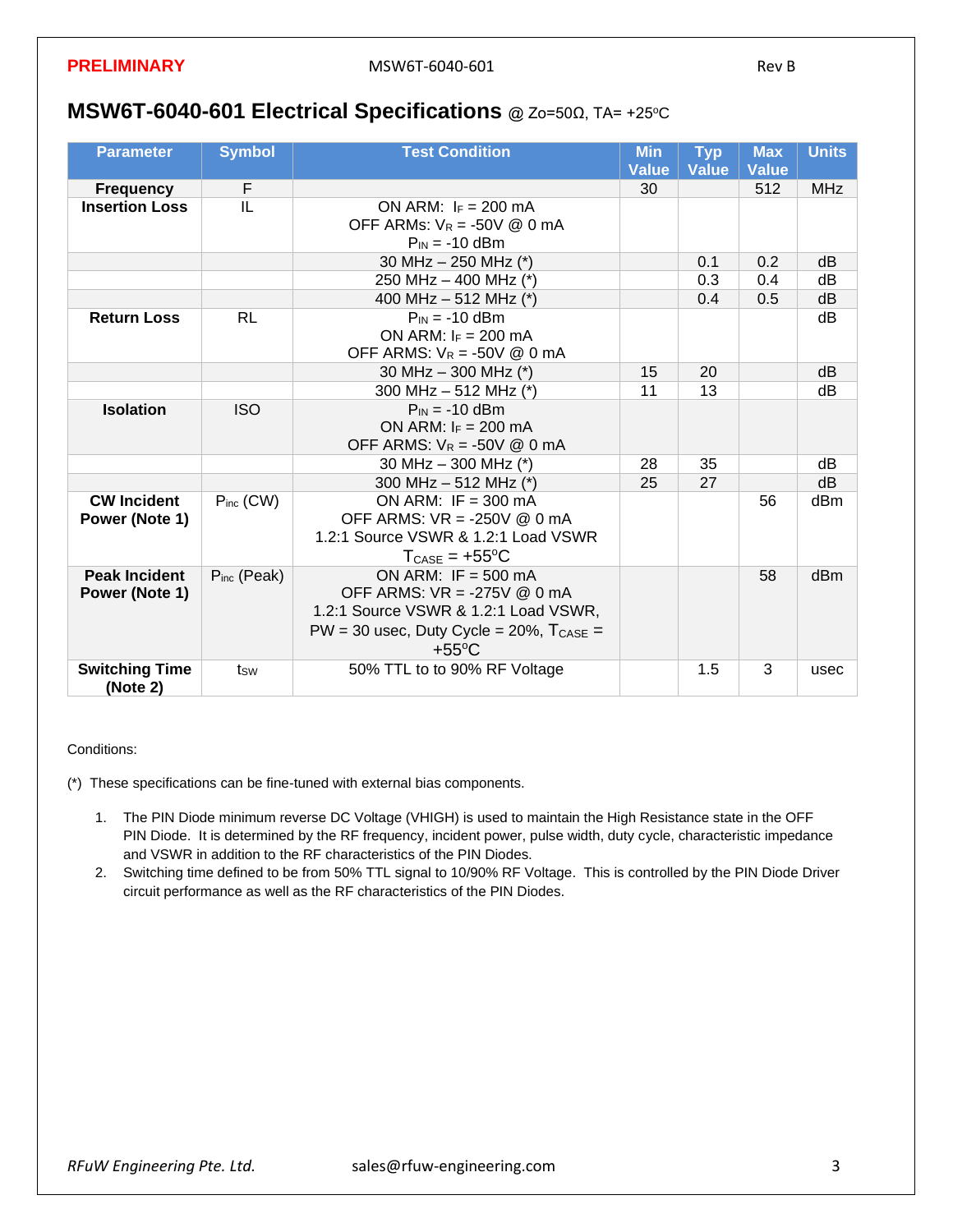PRELIMINARY

## MSW6T-6040-601 Electrical Specifications @ Zo=50Ω, TA= +25ºC

| Parameter | Symbol | Test Condition | Min Value | Typ Value | Max Value | Units |
|---|---|---|---|---|---|---|
| **Frequency** | F | | 30 | | 512 | MHz |
| **Insertion Loss** | IL | ON ARM: $I_F$ = 200 mA<br>OFF ARMs: $V_R$ = -50V @ 0 mA<br>$P_{IN}$ = -10 dBm | | | | |
| | | 30 MHz – 250 MHz (*) | | 0.1 | 0.2 | dB |
| | | 250 MHz – 400 MHz (*) | | 0.3 | 0.4 | dB |
| | | 400 MHz – 512 MHz (*) | | 0.4 | 0.5 | dB |
| **Return Loss** | RL | $P_{IN}$ = -10 dBm<br>ON ARM: $I_F$ = 200 mA<br>OFF ARMS: $V_R$ = -50V @ 0 mA | | | | dB |
| | | 30 MHz – 300 MHz (*) | 15 | 20 | | dB |
| | | 300 MHz – 512 MHz (*) | 11 | 13 | | dB |
| **Isolation** | ISO | $P_{IN}$ = -10 dBm<br>ON ARM: $I_F$ = 200 mA<br>OFF ARMS: $V_R$ = -50V @ 0 mA | | | | |
| | | 30 MHz – 300 MHz (*) | 28 | 35 | | dB |
| | | 300 MHz – 512 MHz (*) | 25 | 27 | | dB |
| **CW Incident Power (Note 1)** | $P_{inc}$ (CW) | ON ARM: IF = 300 mA<br>OFF ARMS: VR = -250V @ 0 mA<br>1.2:1 Source VSWR & 1.2:1 Load VSWR<br>$T_{CASE}$ = +55ºC | | | 56 | dBm |
| **Peak Incident Power (Note 1)** | $P_{inc}$ (Peak) | ON ARM: IF = 500 mA<br>OFF ARMS: VR = -275V @ 0 mA<br>1.2:1 Source VSWR & 1.2:1 Load VSWR,<br>PW = 30 usec, Duty Cycle = 20%, $T_{CASE}$ = +55ºC | | | 58 | dBm |
| **Switching Time (Note 2)** | $t_{SW}$ | 50% TTL to to 90% RF Voltage | | 1.5 | 3 | usec |

Conditions:

(*) These specifications can be fine-tuned with external bias components.

1. The PIN Diode minimum reverse DC Voltage (VHIGH) is used to maintain the High Resistance state in the OFF PIN Diode. It is determined by the RF frequency, incident power, pulse width, duty cycle, characteristic impedance and VSWR in addition to the RF characteristics of the PIN Diodes.
2. Switching time defined to be from 50% TTL signal to 10/90% RF Voltage. This is controlled by the PIN Diode Driver circuit performance as well as the RF characteristics of the PIN Diodes.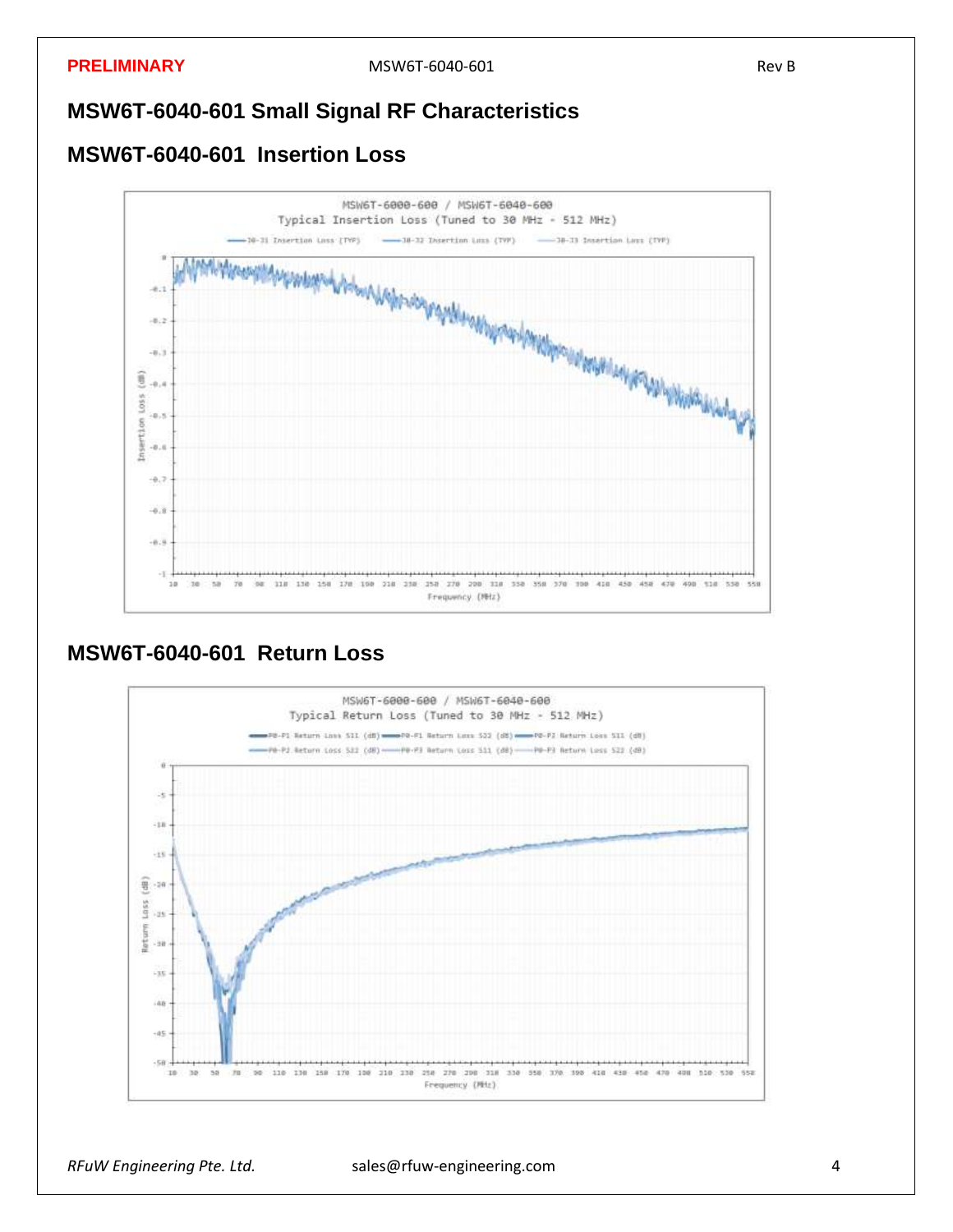# MSW6T-6040-601 Small Signal RF Characteristics

## MSW6T-6040-601 Insertion Loss

## MSW6T-6040-601 Return Loss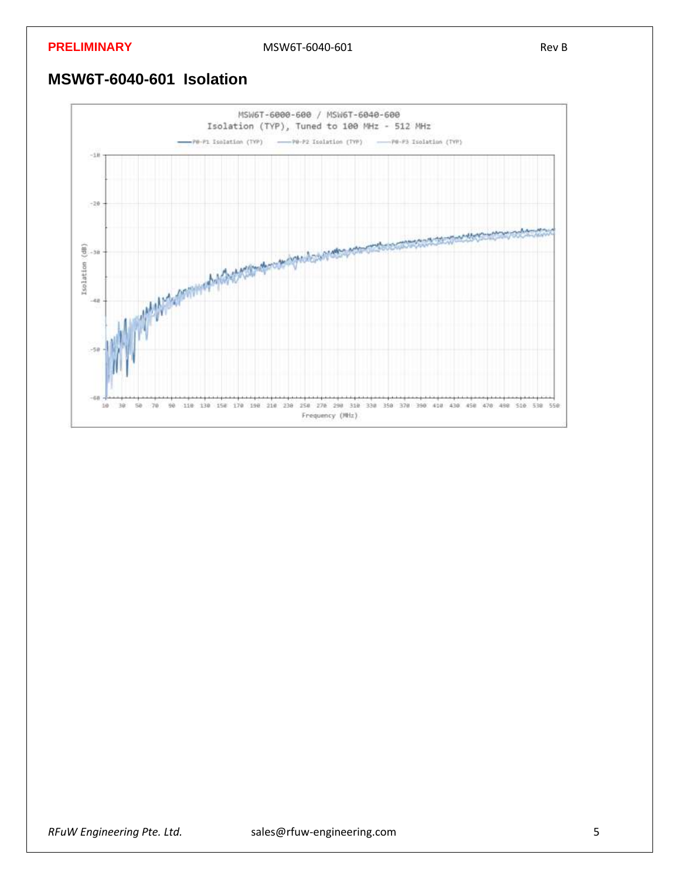## MSW6T-6040-601  Isolation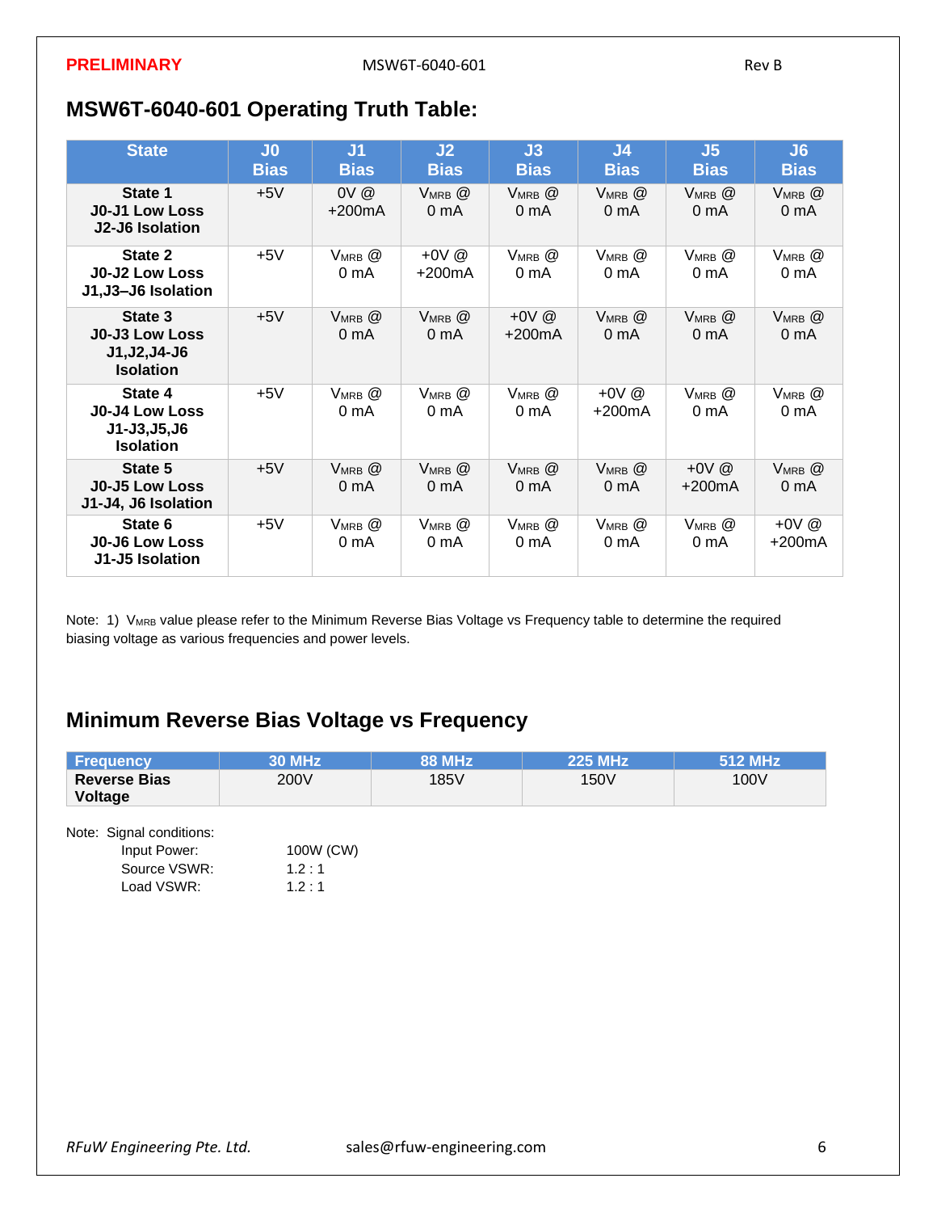## MSW6T-6040-601 Operating Truth Table:

| State | J0 Bias | J1 Bias | J2 Bias | J3 Bias | J4 Bias | J5 Bias | J6 Bias |
|---|---|---|---|---|---|---|---|
| **State 1 J0-J1 Low Loss J2-J6 Isolation** | +5V | 0V @ +200mA | $V_{MRB}$ @ 0 mA | $V_{MRB}$ @ 0 mA | $V_{MRB}$ @ 0 mA | $V_{MRB}$ @ 0 mA | $V_{MRB}$ @ 0 mA |
| **State 2 J0-J2 Low Loss J1,J3–J6 Isolation** | +5V | $V_{MRB}$ @ 0 mA | +0V @ +200mA | $V_{MRB}$ @ 0 mA | $V_{MRB}$ @ 0 mA | $V_{MRB}$ @ 0 mA | $V_{MRB}$ @ 0 mA |
| **State 3 J0-J3 Low Loss J1,J2,J4-J6 Isolation** | +5V | $V_{MRB}$ @ 0 mA | $V_{MRB}$ @ 0 mA | +0V @ +200mA | $V_{MRB}$ @ 0 mA | $V_{MRB}$ @ 0 mA | $V_{MRB}$ @ 0 mA |
| **State 4 J0-J4 Low Loss J1-J3,J5,J6 Isolation** | +5V | $V_{MRB}$ @ 0 mA | $V_{MRB}$ @ 0 mA | $V_{MRB}$ @ 0 mA | +0V @ +200mA | $V_{MRB}$ @ 0 mA | $V_{MRB}$ @ 0 mA |
| **State 5 J0-J5 Low Loss J1-J4, J6 Isolation** | +5V | $V_{MRB}$ @ 0 mA | $V_{MRB}$ @ 0 mA | $V_{MRB}$ @ 0 mA | $V_{MRB}$ @ 0 mA | +0V @ +200mA | $V_{MRB}$ @ 0 mA |
| **State 6 J0-J6 Low Loss J1-J5 Isolation** | +5V | $V_{MRB}$ @ 0 mA | $V_{MRB}$ @ 0 mA | $V_{MRB}$ @ 0 mA | $V_{MRB}$ @ 0 mA | $V_{MRB}$ @ 0 mA | +0V @ +200mA |

Note: 1) $V_{MRB}$ value please refer to the Minimum Reverse Bias Voltage vs Frequency table to determine the required biasing voltage as various frequencies and power levels.

## Minimum Reverse Bias Voltage vs Frequency

| Frequency | 30 MHz | 88 MHz | 225 MHz | 512 MHz |
|---|---|---|---|---|
| **Reverse Bias Voltage** | 200V | 185V | 150V | 100V |

Note: Signal conditions:

- Input Power: 100W (CW)
- Source VSWR: 1.2 : 1
- Load VSWR: 1.2 : 1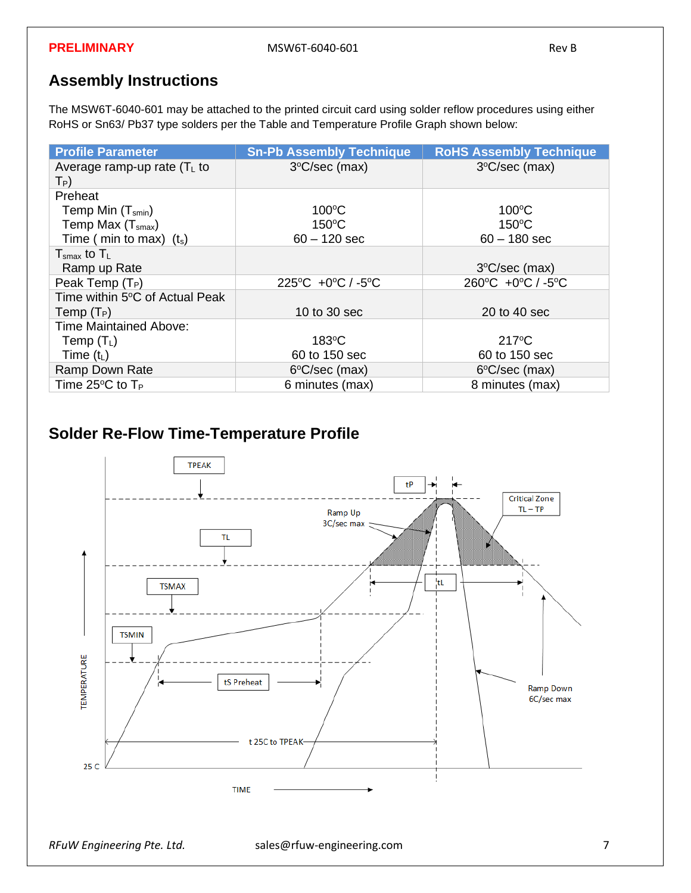## Assembly Instructions

The MSW6T-6040-601 may be attached to the printed circuit card using solder reflow procedures using either RoHS or Sn63/ Pb37 type solders per the Table and Temperature Profile Graph shown below:

| Profile Parameter | Sn-Pb Assembly Technique | RoHS Assembly Technique |
|---|---|---|
| Average ramp-up rate ($T_L$ to $T_P$) | 3°C/sec (max) | 3°C/sec (max) |
| Preheat<br>Temp Min ($T_{smin}$)<br>Temp Max ($T_{smax}$)<br>Time ( min to max) ($t_s$) | <br>100°C<br>150°C<br>60 – 120 sec | <br>100°C<br>150°C<br>60 – 180 sec |
| $T_{smax}$ to $T_L$<br>Ramp up Rate | | <br>3°C/sec (max) |
| Peak Temp ($T_P$) | 225°C +0°C / -5°C | 260°C +0°C / -5°C |
| Time within 5°C of Actual Peak Temp ($T_P$) | 10 to 30 sec | 20 to 40 sec |
| Time Maintained Above:<br>Temp ($T_L$)<br>Time ($t_L$) | <br>183°C<br>60 to 150 sec | <br>217°C<br>60 to 150 sec |
| Ramp Down Rate | 6°C/sec (max) | 6°C/sec (max) |
| Time 25°C to $T_P$ | 6 minutes (max) | 8 minutes (max) |

## Solder Re-Flow Time-Temperature Profile

TPEAK, TL, TSMAX, TSMIN, tP, Critical Zone TL – TP, Ramp Up 3C/sec max, tL, tS Preheat, Ramp Down 6C/sec max, t 25C to TPEAK, 25 C, TEMPERATURE, TIME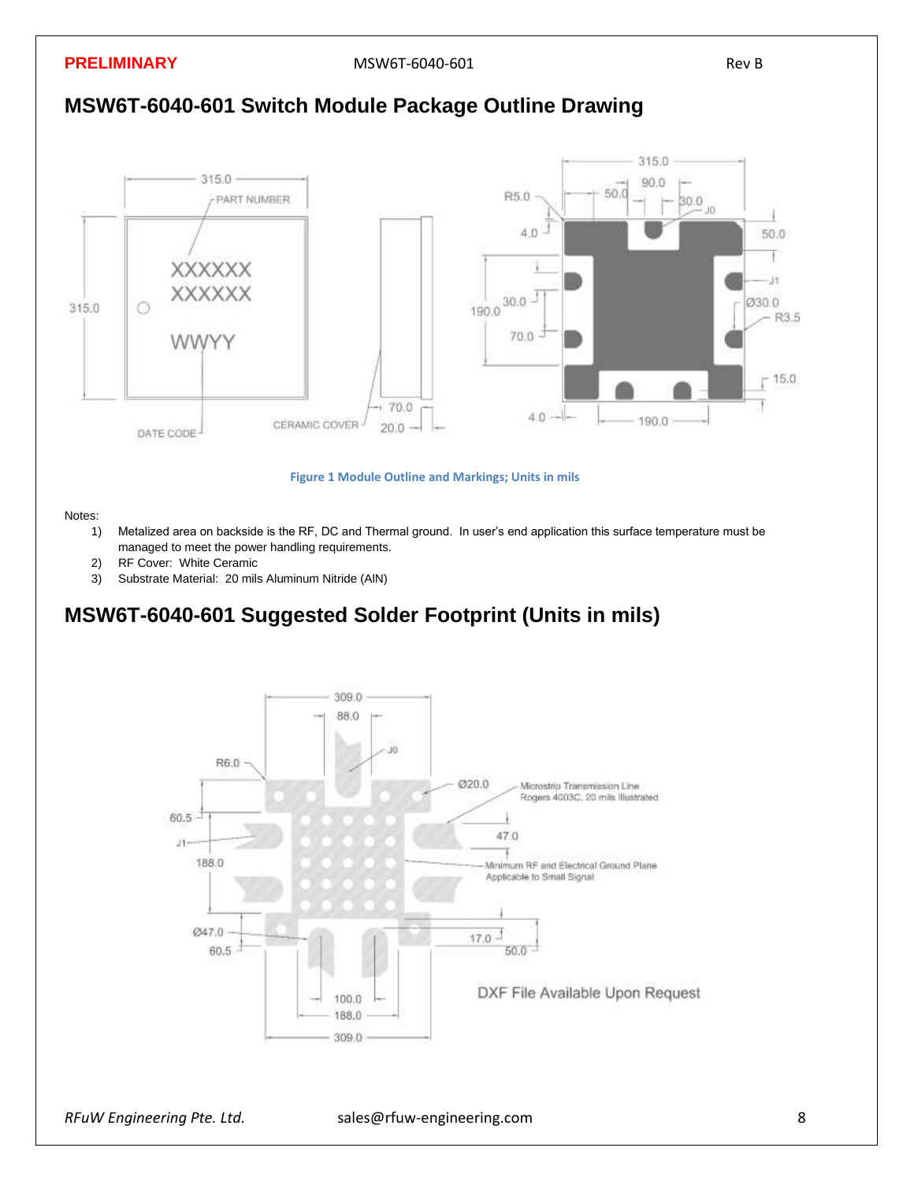## MSW6T-6040-601 Switch Module Package Outline Drawing

Figure 1 Module Outline and Markings; Units in mils

Notes:

1) Metalized area on backside is the RF, DC and Thermal ground. In user's end application this surface temperature must be managed to meet the power handling requirements.
2) RF Cover: White Ceramic
3) Substrate Material: 20 mils Aluminum Nitride (AlN)

## MSW6T-6040-601 Suggested Solder Footprint (Units in mils)

DXF File Available Upon Request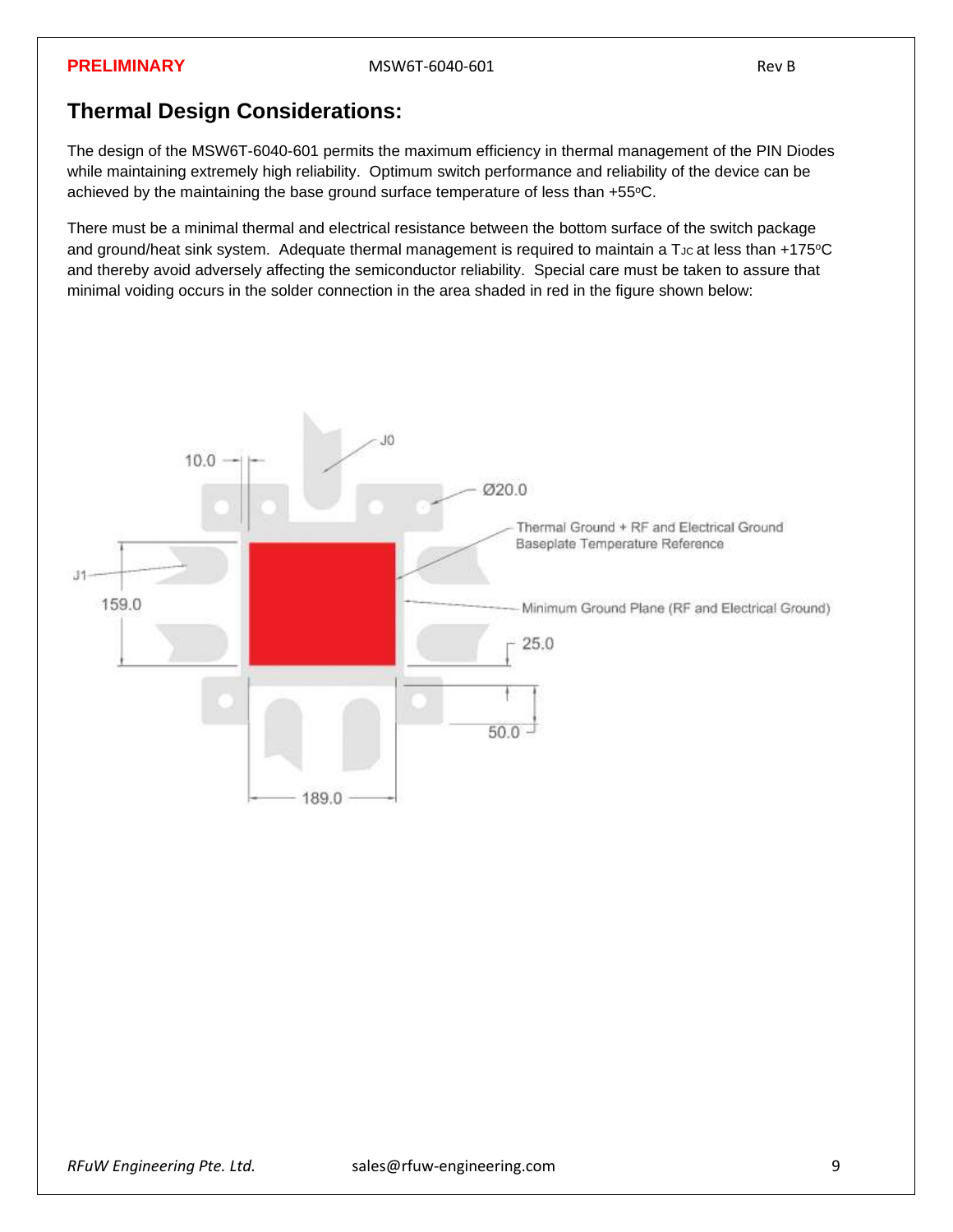## Thermal Design Considerations:

The design of the MSW6T-6040-601 permits the maximum efficiency in thermal management of the PIN Diodes while maintaining extremely high reliability. Optimum switch performance and reliability of the device can be achieved by the maintaining the base ground surface temperature of less than +55°C.

There must be a minimal thermal and electrical resistance between the bottom surface of the switch package and ground/heat sink system. Adequate thermal management is required to maintain a $T_{JC}$ at less than +175°C and thereby avoid adversely affecting the semiconductor reliability. Special care must be taken to assure that minimal voiding occurs in the solder connection in the area shaded in red in the figure shown below:

10.0

J0

Ø20.0

Thermal Ground + RF and Electrical Ground
Baseplate Temperature Reference

J1

159.0

Minimum Ground Plane (RF and Electrical Ground)

25.0

50.0

189.0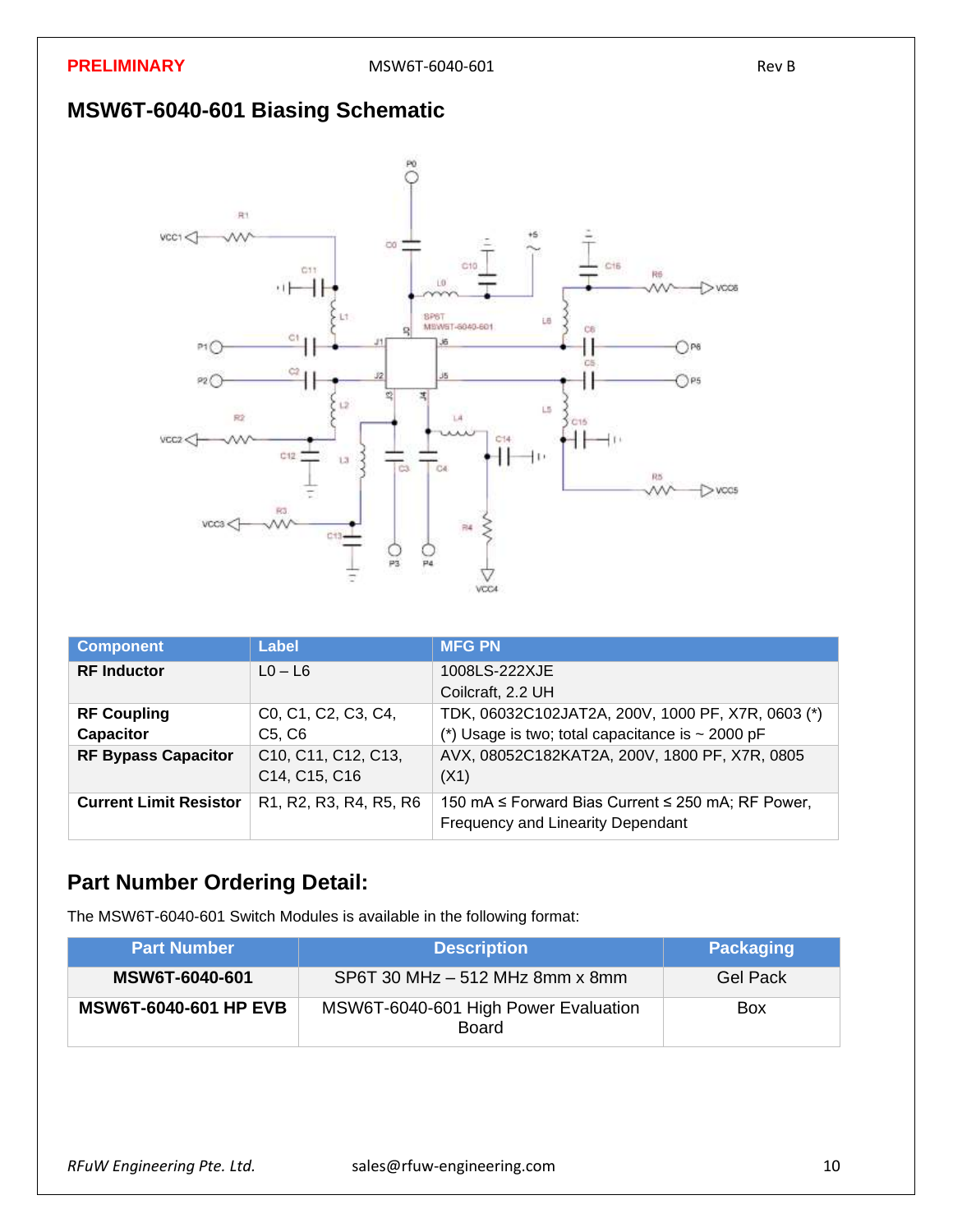## MSW6T-6040-601 Biasing Schematic

| Component | Label | MFG PN |
|---|---|---|
| **RF Inductor** | L0 – L6 | 1008LS-222XJE<br>Coilcraft, 2.2 UH |
| **RF Coupling Capacitor** | C0, C1, C2, C3, C4, C5, C6 | TDK, 06032C102JAT2A, 200V, 1000 PF, X7R, 0603 (*)<br>(*) Usage is two; total capacitance is ~ 2000 pF |
| **RF Bypass Capacitor** | C10, C11, C12, C13, C14, C15, C16 | AVX, 08052C182KAT2A, 200V, 1800 PF, X7R, 0805 (X1) |
| **Current Limit Resistor** | R1, R2, R3, R4, R5, R6 | 150 mA ≤ Forward Bias Current ≤ 250 mA; RF Power, Frequency and Linearity Dependant |

## Part Number Ordering Detail:

The MSW6T-6040-601 Switch Modules is available in the following format:

| Part Number | Description | Packaging |
|---|---|---|
| **MSW6T-6040-601** | SP6T 30 MHz – 512 MHz 8mm x 8mm | Gel Pack |
| **MSW6T-6040-601 HP EVB** | MSW6T-6040-601 High Power Evaluation Board | Box |